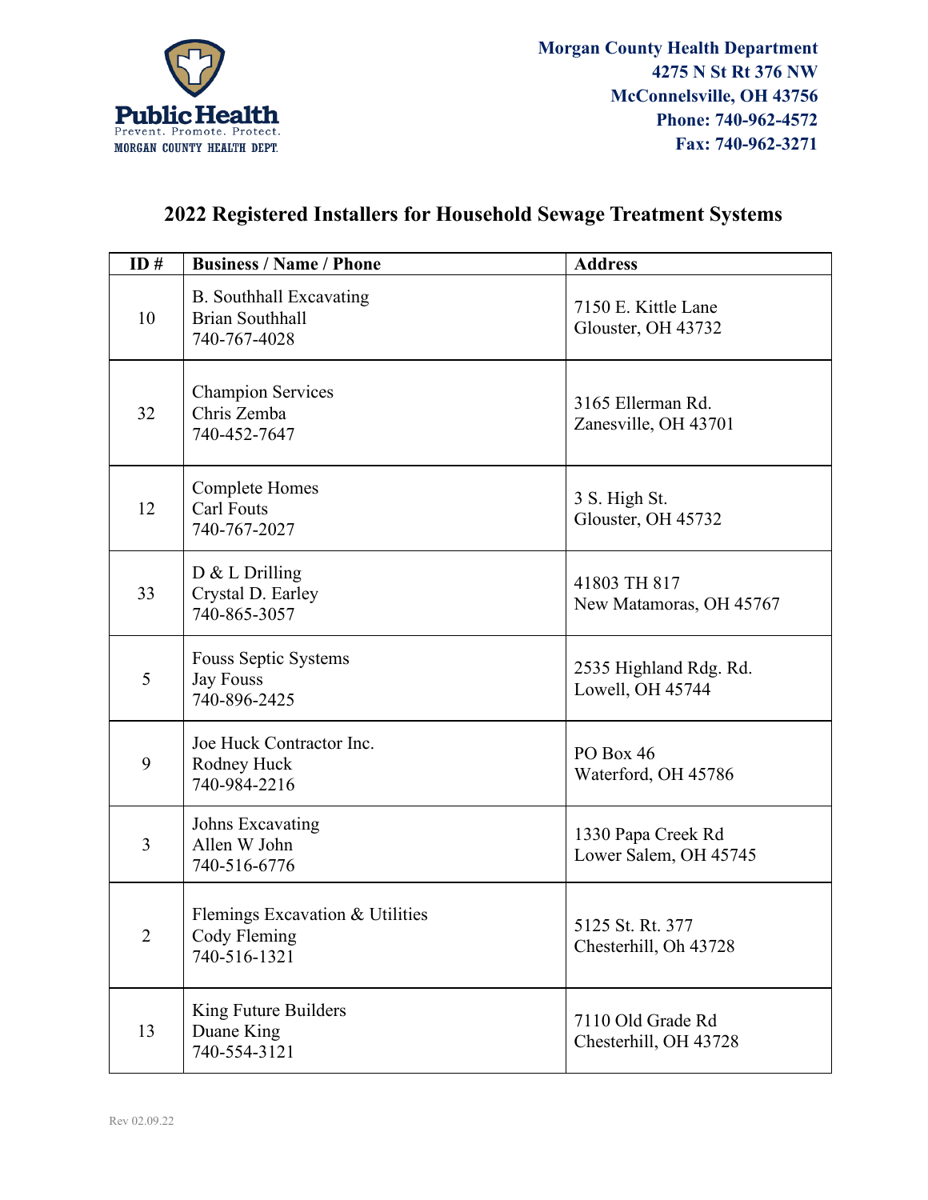Public Health
Prevent. Promote. Protect.
MORGAN COUNTY HEALTH DEPT.

**Morgan County Health Department**
**4275 N St Rt 376 NW**
**McConnelsville, OH 43756**
**Phone: 740-962-4572**
**Fax: 740-962-3271**

# 2022 Registered Installers for Household Sewage Treatment Systems

| ID # | Business / Name / Phone | Address |
|---|---|---|
| 10 | B. Southhall Excavating<br>Brian Southhall<br>740-767-4028 | 7150 E. Kittle Lane<br>Glouster, OH 43732 |
| 32 | Champion Services<br>Chris Zemba<br>740-452-7647 | 3165 Ellerman Rd.<br>Zanesville, OH 43701 |
| 12 | Complete Homes<br>Carl Fouts<br>740-767-2027 | 3 S. High St.<br>Glouster, OH 45732 |
| 33 | D & L Drilling<br>Crystal D. Earley<br>740-865-3057 | 41803 TH 817<br>New Matamoras, OH 45767 |
| 5 | Fouss Septic Systems<br>Jay Fouss<br>740-896-2425 | 2535 Highland Rdg. Rd.<br>Lowell, OH 45744 |
| 9 | Joe Huck Contractor Inc.<br>Rodney Huck<br>740-984-2216 | PO Box 46<br>Waterford, OH 45786 |
| 3 | Johns Excavating<br>Allen W John<br>740-516-6776 | 1330 Papa Creek Rd<br>Lower Salem, OH 45745 |
| 2 | Flemings Excavation & Utilities<br>Cody Fleming<br>740-516-1321 | 5125 St. Rt. 377<br>Chesterhill, Oh 43728 |
| 13 | King Future Builders<br>Duane King<br>740-554-3121 | 7110 Old Grade Rd<br>Chesterhill, OH 43728 |

Rev 02.09.22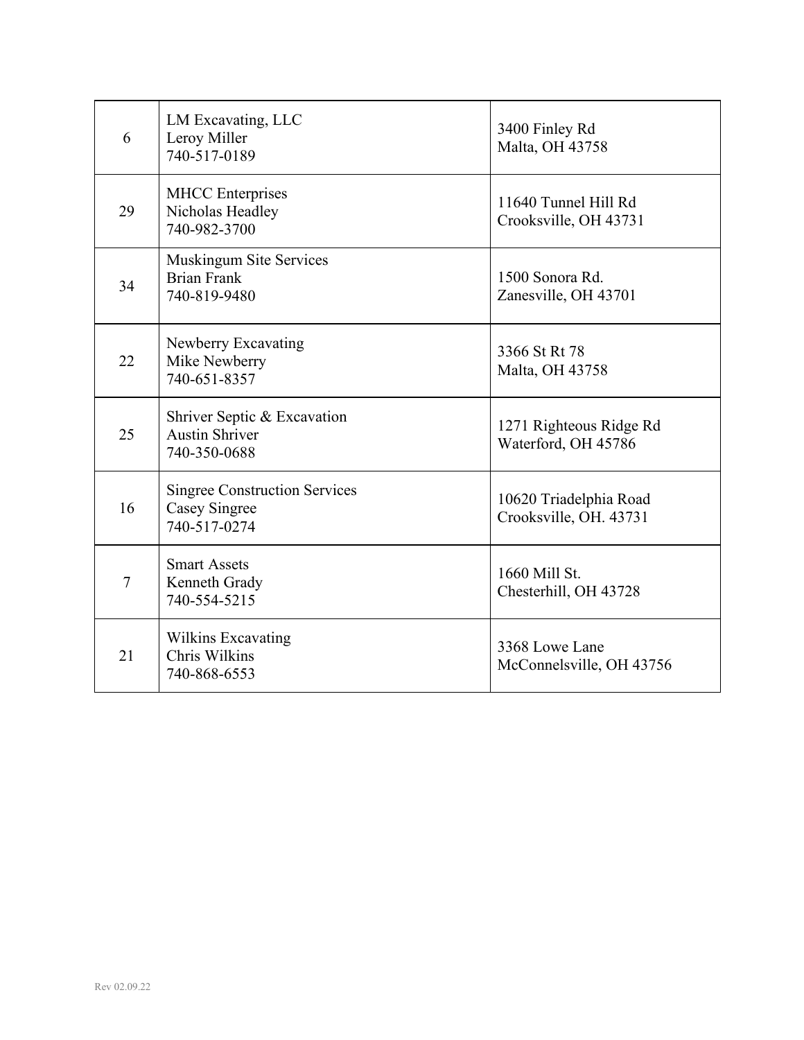| | | |
|---|---|---|
| 6 | LM Excavating, LLC<br>Leroy Miller<br>740-517-0189 | 3400 Finley Rd<br>Malta, OH 43758 |
| 29 | MHCC Enterprises<br>Nicholas Headley<br>740-982-3700 | 11640 Tunnel Hill Rd<br>Crooksville, OH 43731 |
| 34 | Muskingum Site Services<br>Brian Frank<br>740-819-9480 | 1500 Sonora Rd.<br>Zanesville, OH 43701 |
| 22 | Newberry Excavating<br>Mike Newberry<br>740-651-8357 | 3366 St Rt 78<br>Malta, OH 43758 |
| 25 | Shriver Septic & Excavation<br>Austin Shriver<br>740-350-0688 | 1271 Righteous Ridge Rd<br>Waterford, OH 45786 |
| 16 | Singree Construction Services<br>Casey Singree<br>740-517-0274 | 10620 Triadelphia Road<br>Crooksville, OH. 43731 |
| 7 | Smart Assets<br>Kenneth Grady<br>740-554-5215 | 1660 Mill St.<br>Chesterhill, OH 43728 |
| 21 | Wilkins Excavating<br>Chris Wilkins<br>740-868-6553 | 3368 Lowe Lane<br>McConnelsville, OH 43756 |

Rev 02.09.22